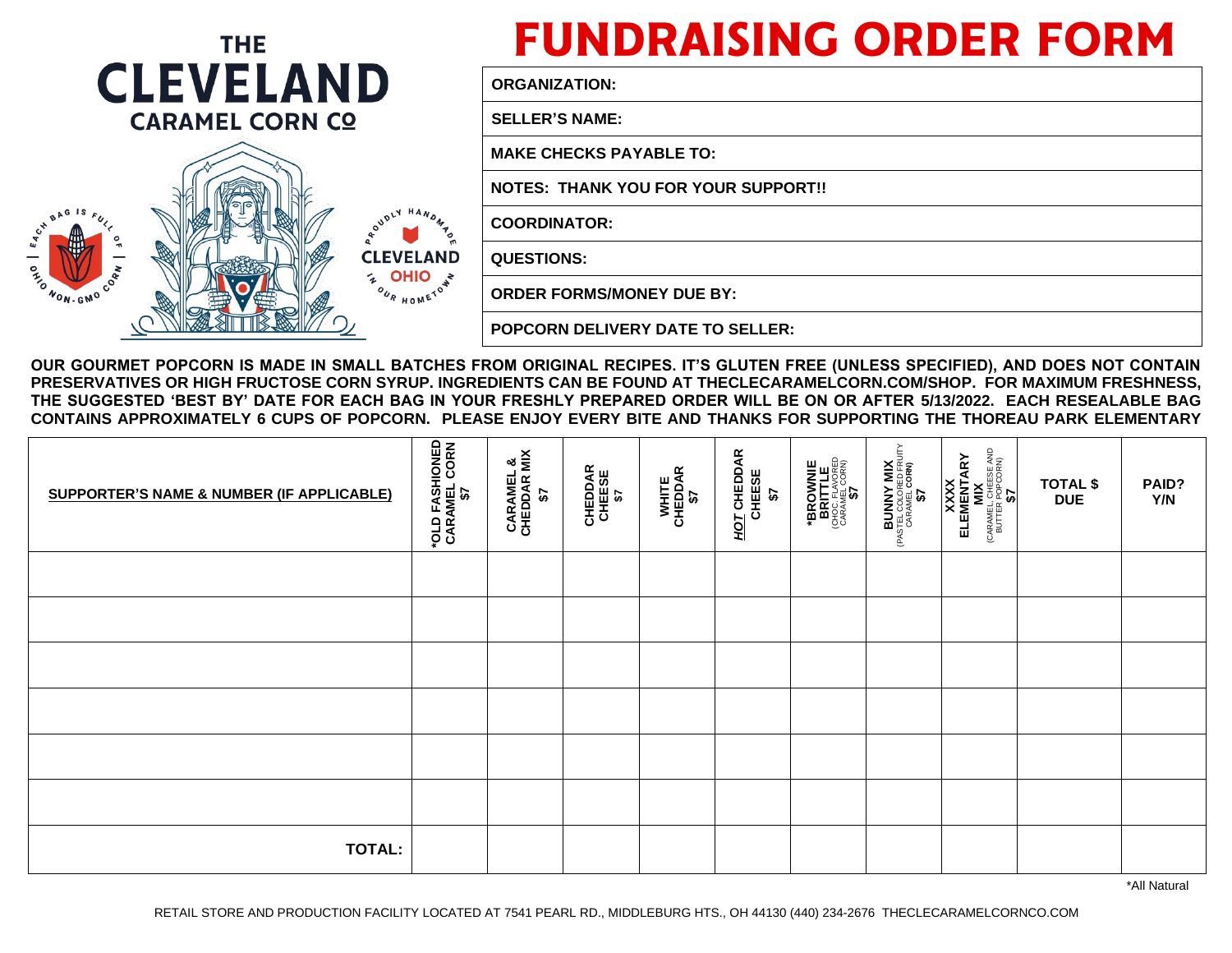THE CLEVELAND CARAMEL CORN CO

EACH BAG IS FULL OF OHIO NON-GMO CORN

PROUDLY HANDMADE IN OUR HOMETOWN CLEVELAND OHIO

# FUNDRAISING ORDER FORM

| ORGANIZATION: |
|---|
| SELLER'S NAME: |
| MAKE CHECKS PAYABLE TO: |
| NOTES: THANK YOU FOR YOUR SUPPORT!! |
| COORDINATOR: |
| QUESTIONS: |
| ORDER FORMS/MONEY DUE BY: |
| POPCORN DELIVERY DATE TO SELLER: |

**OUR GOURMET POPCORN IS MADE IN SMALL BATCHES FROM ORIGINAL RECIPES. IT'S GLUTEN FREE (UNLESS SPECIFIED), AND DOES NOT CONTAIN PRESERVATIVES OR HIGH FRUCTOSE CORN SYRUP. INGREDIENTS CAN BE FOUND AT THECLECARAMELCORN.COM/SHOP. FOR MAXIMUM FRESHNESS, THE SUGGESTED 'BEST BY' DATE FOR EACH BAG IN YOUR FRESHLY PREPARED ORDER WILL BE ON OR AFTER 5/13/2022. EACH RESEALABLE BAG CONTAINS APPROXIMATELY 6 CUPS OF POPCORN. PLEASE ENJOY EVERY BITE AND THANKS FOR SUPPORTING THE THOREAU PARK ELEMENTARY**

| SUPPORTER'S NAME & NUMBER (IF APPLICABLE) | *OLD FASHIONED CARAMEL CORN $7 | CARAMEL & CHEDDAR MIX $7 | CHEDDAR CHEESE $7 | WHITE CHEDDAR $7 | *HOT* CHEDDAR CHEESE $7 | *BROWNIE BRITTLE (CHOC. FLAVORED CARAMEL CORN) $7 | BUNNY MIX (PASTEL COLORED FRUITY CARAMEL CORN) $7 | XXXX ELEMENTARY MIX (CARAMEL, CHEESE AND BUTTER POPCORN) $7 | TOTAL $ DUE | PAID? Y/N |
|---|---|---|---|---|---|---|---|---|---|---|
| | | | | | | | | | | |
| | | | | | | | | | | |
| | | | | | | | | | | |
| | | | | | | | | | | |
| | | | | | | | | | | |
| | | | | | | | | | | |
| TOTAL: | | | | | | | | | | |

*All Natural

RETAIL STORE AND PRODUCTION FACILITY LOCATED AT 7541 PEARL RD., MIDDLEBURG HTS., OH 44130 (440) 234-2676 THECLECARAMELCORNCO.COM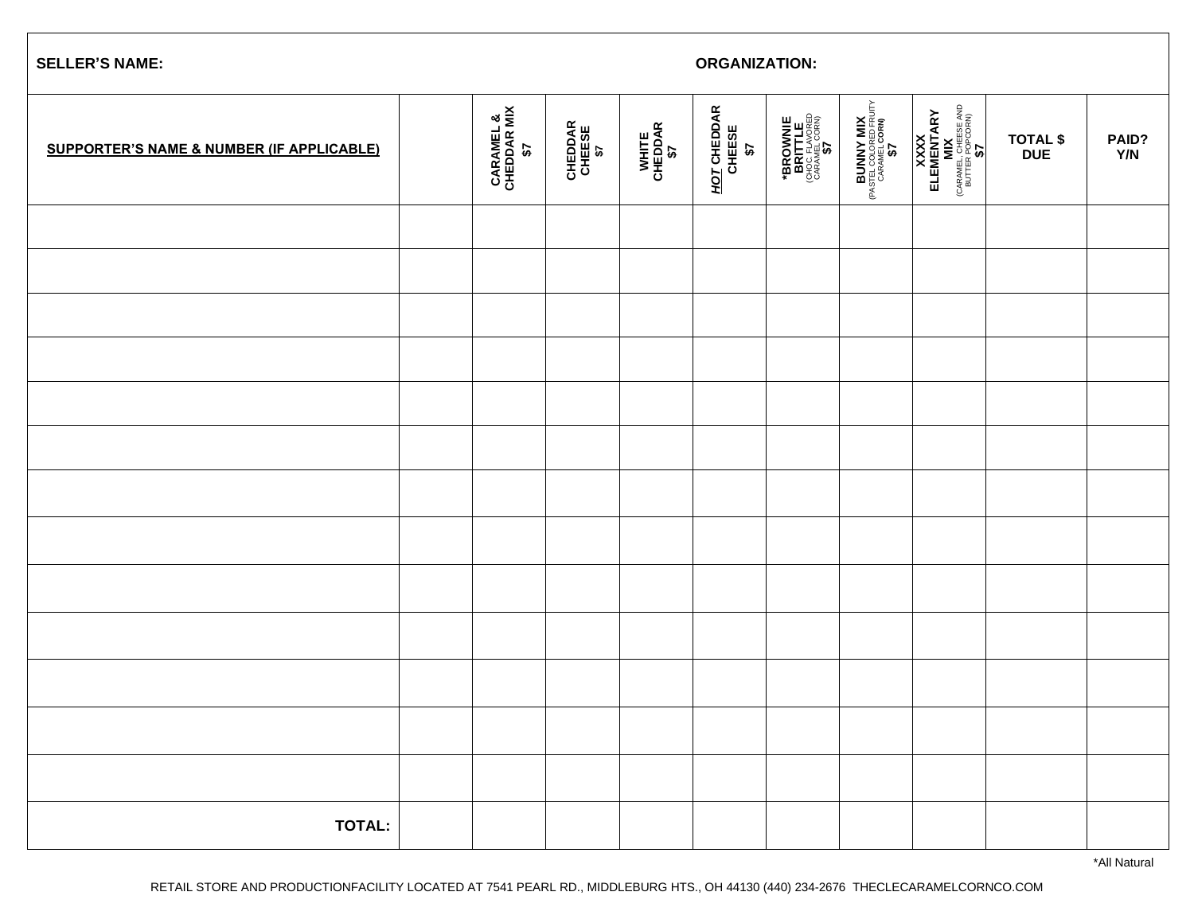**SELLER'S NAME:** **ORGANIZATION:**

| **SUPPORTER'S NAME & NUMBER (IF APPLICABLE)** | | **CARAMEL & CHEDDAR MIX $7** | **CHEDDAR CHEESE $7** | **WHITE CHEDDAR $7** | ***HOT* CHEDDAR CHEESE $7** | ***BROWNIE BRITTLE** (CHOC. FLAVORED CARAMEL CORN) **$7** | **BUNNY MIX** (PASTEL COLORED FRUITY CARAMEL **CORN**) **$7** | **XXXX ELEMENTARY MIX** (CARAMEL, CHEESE AND BUTTER POPCORN) **$7** | **TOTAL $ DUE** | **PAID? Y/N** |
|---|---|---|---|---|---|---|---|---|---|---|
| | | | | | | | | | | |
| | | | | | | | | | | |
| | | | | | | | | | | |
| | | | | | | | | | | |
| | | | | | | | | | | |
| | | | | | | | | | | |
| | | | | | | | | | | |
| | | | | | | | | | | |
| | | | | | | | | | | |
| | | | | | | | | | | |
| | | | | | | | | | | |
| | | | | | | | | | | |
| | | | | | | | | | | |
| **TOTAL:** | | | | | | | | | | |

*All Natural

RETAIL STORE AND PRODUCTIONFACILITY LOCATED AT 7541 PEARL RD., MIDDLEBURG HTS., OH 44130 (440) 234-2676 THECLECARAMELCORNCO.COM